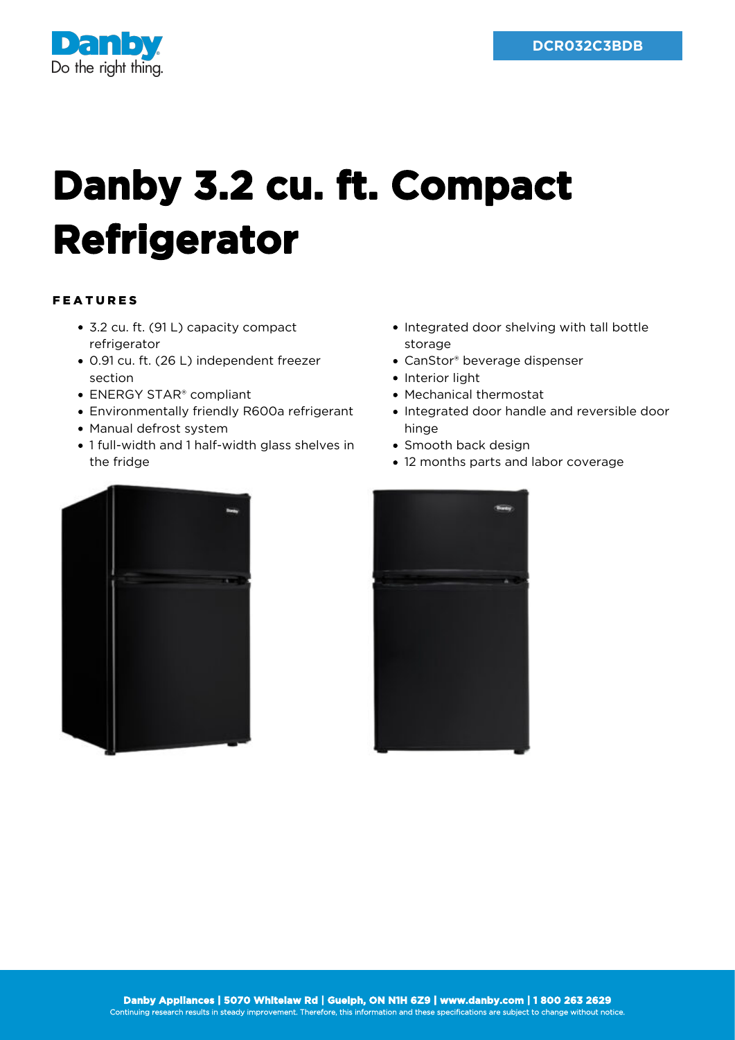DCR032C3BDB

# Danby 3.2 cu. ft. Compact Refrigerator

## FEATURES

- 3.2 cu. ft. (91 L) capacity compact refrigerator
- 0.91 cu. ft. (26 L) independent freezer section
- ENERGY STAR® compliant
- Environmentally friendly R600a refrigerant
- Manual defrost system
- 1 full-width and 1 half-width glass shelves in the fridge
- Integrated door shelving with tall bottle storage
- CanStor® beverage dispenser
- Interior light
- Mechanical thermostat
- Integrated door handle and reversible door hinge
- Smooth back design
- 12 months parts and labor coverage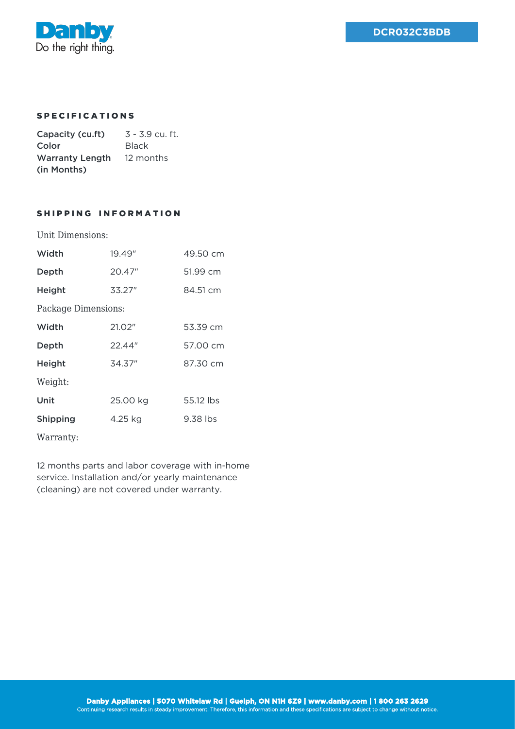Danby
Do the right thing.

**DCR032C3BDB**

## SPECIFICATIONS

| | |
|---|---|
| **Capacity (cu.ft)** | 3 - 3.9 cu. ft. |
| **Color** | Black |
| **Warranty Length (in Months)** | 12 months |

## SHIPPING INFORMATION

| | | |
|---|---|---|
| Unit Dimensions: | | |
| **Width** | 19.49" | 49.50 cm |
| **Depth** | 20.47" | 51.99 cm |
| **Height** | 33.27" | 84.51 cm |
| Package Dimensions: | | |
| **Width** | 21.02" | 53.39 cm |
| **Depth** | 22.44" | 57.00 cm |
| **Height** | 34.37" | 87.30 cm |
| Weight: | | |
| **Unit** | 25.00 kg | 55.12 lbs |
| **Shipping** | 4.25 kg | 9.38 lbs |

Warranty:

12 months parts and labor coverage with in-home service. Installation and/or yearly maintenance (cleaning) are not covered under warranty.

**Danby Appliances | 5070 Whitelaw Rd | Guelph, ON N1H 6Z9 | www.danby.com | 1 800 263 2629**
Continuing research results in steady improvement. Therefore, this information and these specifications are subject to change without notice.